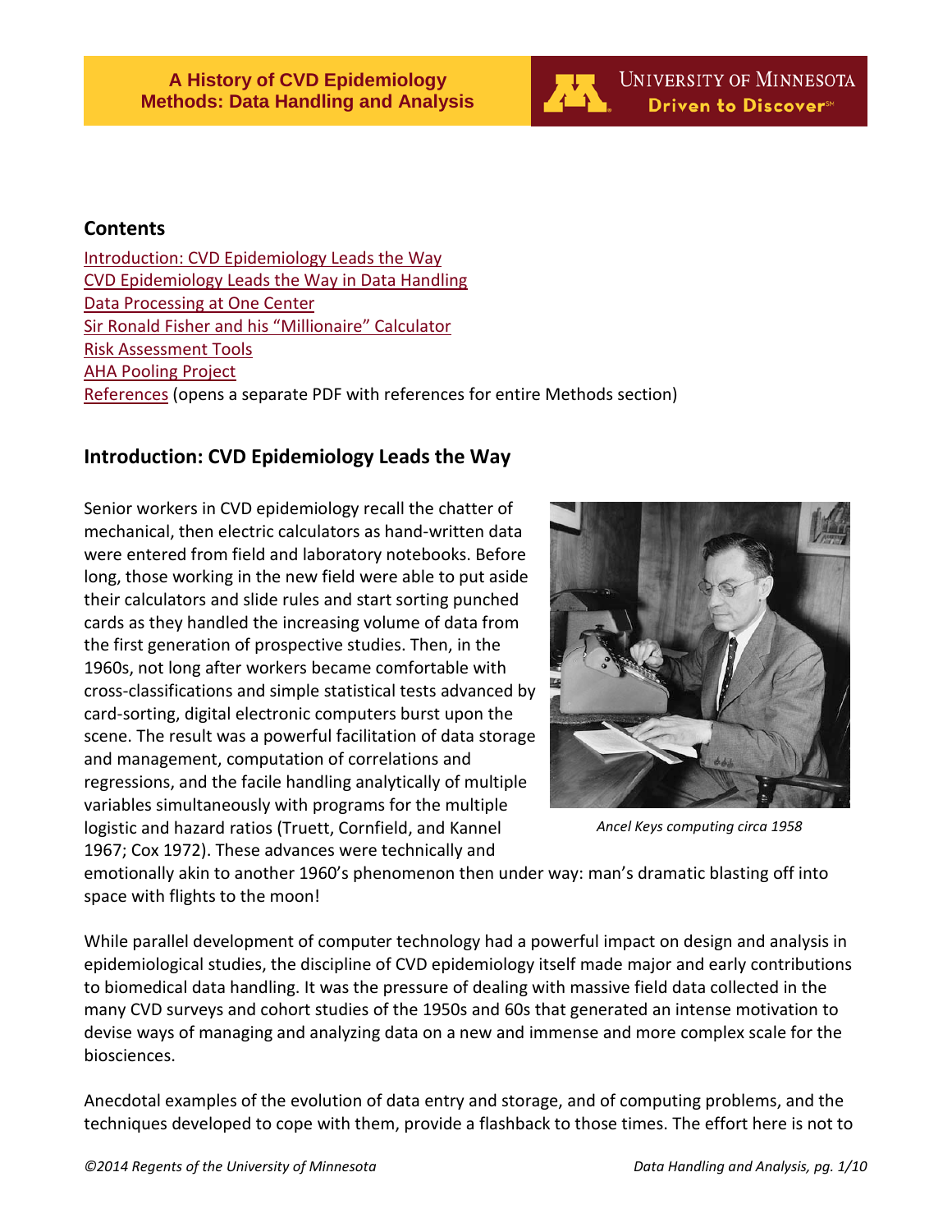**A History of CVD Epidemiology Methods: Data Handling and Analysis**

UNIVERSITY OF MINNESOTA
Driven to Discover℠

## Contents

- Introduction: CVD Epidemiology Leads the Way
- CVD Epidemiology Leads the Way in Data Handling
- Data Processing at One Center
- Sir Ronald Fisher and his "Millionaire" Calculator
- Risk Assessment Tools
- AHA Pooling Project
- References (opens a separate PDF with references for entire Methods section)

## Introduction: CVD Epidemiology Leads the Way

Senior workers in CVD epidemiology recall the chatter of mechanical, then electric calculators as hand-written data were entered from field and laboratory notebooks. Before long, those working in the new field were able to put aside their calculators and slide rules and start sorting punched cards as they handled the increasing volume of data from the first generation of prospective studies. Then, in the 1960s, not long after workers became comfortable with cross-classifications and simple statistical tests advanced by card-sorting, digital electronic computers burst upon the scene. The result was a powerful facilitation of data storage and management, computation of correlations and regressions, and the facile handling analytically of multiple variables simultaneously with programs for the multiple logistic and hazard ratios (Truett, Cornfield, and Kannel 1967; Cox 1972). These advances were technically and emotionally akin to another 1960's phenomenon then under way: man's dramatic blasting off into space with flights to the moon!

*Ancel Keys computing circa 1958*

While parallel development of computer technology had a powerful impact on design and analysis in epidemiological studies, the discipline of CVD epidemiology itself made major and early contributions to biomedical data handling. It was the pressure of dealing with massive field data collected in the many CVD surveys and cohort studies of the 1950s and 60s that generated an intense motivation to devise ways of managing and analyzing data on a new and immense and more complex scale for the biosciences.

Anecdotal examples of the evolution of data entry and storage, and of computing problems, and the techniques developed to cope with them, provide a flashback to those times. The effort here is not to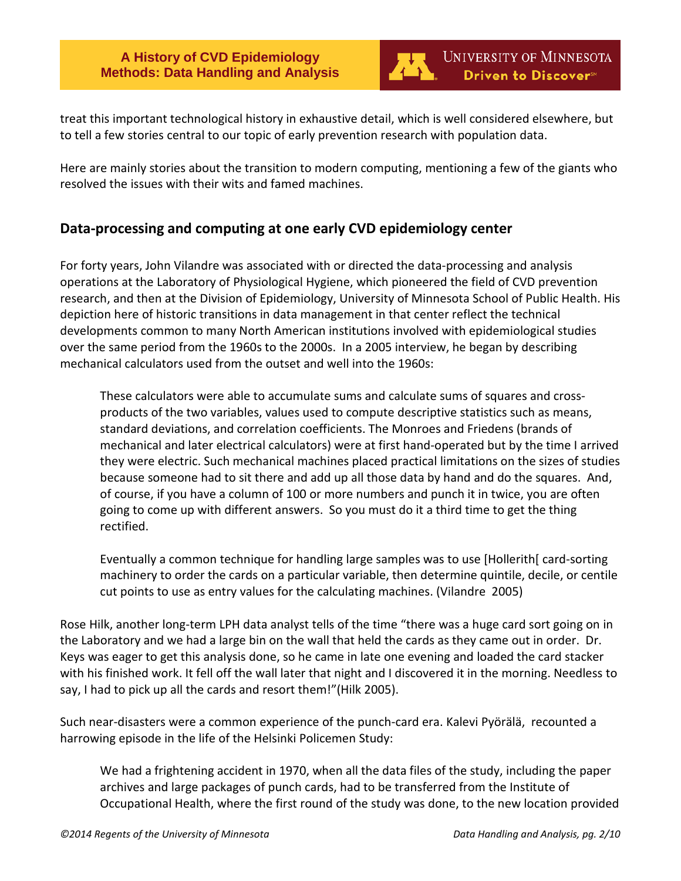treat this important technological history in exhaustive detail, which is well considered elsewhere, but to tell a few stories central to our topic of early prevention research with population data.

Here are mainly stories about the transition to modern computing, mentioning a few of the giants who resolved the issues with their wits and famed machines.

## Data-processing and computing at one early CVD epidemiology center

For forty years, John Vilandre was associated with or directed the data-processing and analysis operations at the Laboratory of Physiological Hygiene, which pioneered the field of CVD prevention research, and then at the Division of Epidemiology, University of Minnesota School of Public Health. His depiction here of historic transitions in data management in that center reflect the technical developments common to many North American institutions involved with epidemiological studies over the same period from the 1960s to the 2000s. In a 2005 interview, he began by describing mechanical calculators used from the outset and well into the 1960s:

> These calculators were able to accumulate sums and calculate sums of squares and cross-products of the two variables, values used to compute descriptive statistics such as means, standard deviations, and correlation coefficients. The Monroes and Friedens (brands of mechanical and later electrical calculators) were at first hand-operated but by the time I arrived they were electric. Such mechanical machines placed practical limitations on the sizes of studies because someone had to sit there and add up all those data by hand and do the squares. And, of course, if you have a column of 100 or more numbers and punch it in twice, you are often going to come up with different answers. So you must do it a third time to get the thing rectified.
>
> Eventually a common technique for handling large samples was to use [Hollerith[ card-sorting machinery to order the cards on a particular variable, then determine quintile, decile, or centile cut points to use as entry values for the calculating machines. (Vilandre 2005)

Rose Hilk, another long-term LPH data analyst tells of the time "there was a huge card sort going on in the Laboratory and we had a large bin on the wall that held the cards as they came out in order. Dr. Keys was eager to get this analysis done, so he came in late one evening and loaded the card stacker with his finished work. It fell off the wall later that night and I discovered it in the morning. Needless to say, I had to pick up all the cards and resort them!"(Hilk 2005).

Such near-disasters were a common experience of the punch-card era. Kalevi Pyörälä, recounted a harrowing episode in the life of the Helsinki Policemen Study:

> We had a frightening accident in 1970, when all the data files of the study, including the paper archives and large packages of punch cards, had to be transferred from the Institute of Occupational Health, where the first round of the study was done, to the new location provided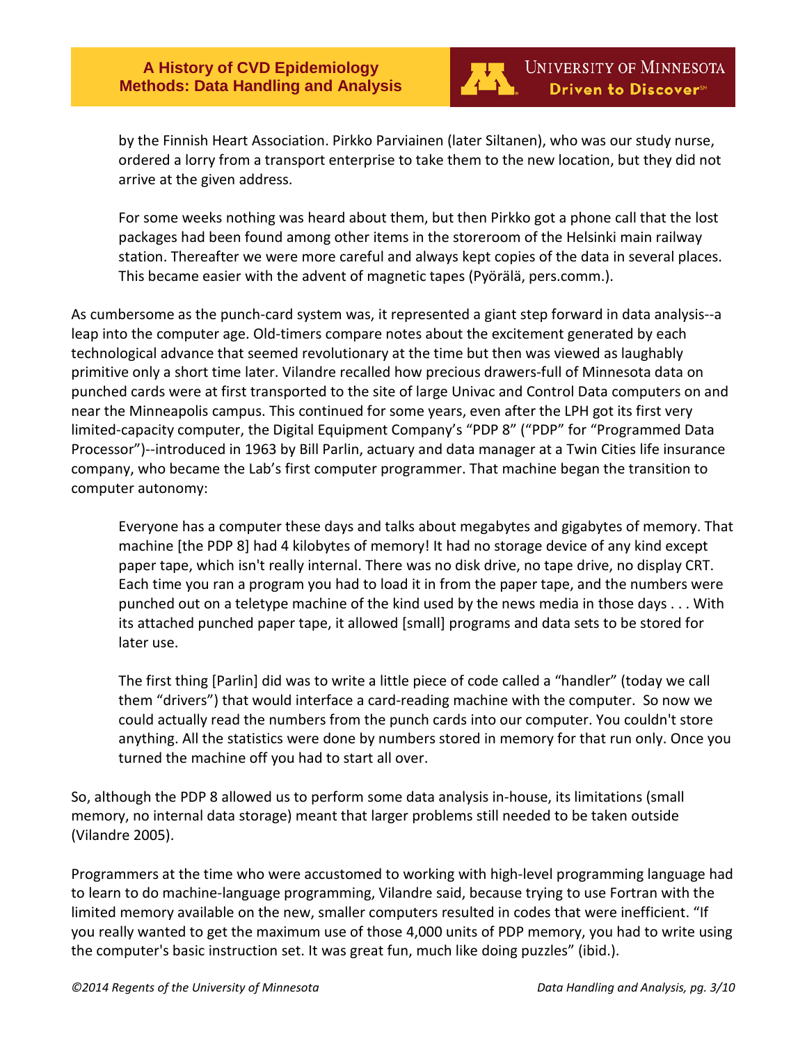> by the Finnish Heart Association. Pirkko Parviainen (later Siltanen), who was our study nurse, ordered a lorry from a transport enterprise to take them to the new location, but they did not arrive at the given address.
>
> For some weeks nothing was heard about them, but then Pirkko got a phone call that the lost packages had been found among other items in the storeroom of the Helsinki main railway station. Thereafter we were more careful and always kept copies of the data in several places. This became easier with the advent of magnetic tapes (Pyörälä, pers.comm.).

As cumbersome as the punch-card system was, it represented a giant step forward in data analysis--a leap into the computer age. Old-timers compare notes about the excitement generated by each technological advance that seemed revolutionary at the time but then was viewed as laughably primitive only a short time later. Vilandre recalled how precious drawers-full of Minnesota data on punched cards were at first transported to the site of large Univac and Control Data computers on and near the Minneapolis campus. This continued for some years, even after the LPH got its first very limited-capacity computer, the Digital Equipment Company's "PDP 8" ("PDP" for "Programmed Data Processor")--introduced in 1963 by Bill Parlin, actuary and data manager at a Twin Cities life insurance company, who became the Lab's first computer programmer. That machine began the transition to computer autonomy:

> Everyone has a computer these days and talks about megabytes and gigabytes of memory. That machine [the PDP 8] had 4 kilobytes of memory! It had no storage device of any kind except paper tape, which isn't really internal. There was no disk drive, no tape drive, no display CRT. Each time you ran a program you had to load it in from the paper tape, and the numbers were punched out on a teletype machine of the kind used by the news media in those days . . . With its attached punched paper tape, it allowed [small] programs and data sets to be stored for later use.
>
> The first thing [Parlin] did was to write a little piece of code called a "handler" (today we call them "drivers") that would interface a card-reading machine with the computer. So now we could actually read the numbers from the punch cards into our computer. You couldn't store anything. All the statistics were done by numbers stored in memory for that run only. Once you turned the machine off you had to start all over.

So, although the PDP 8 allowed us to perform some data analysis in-house, its limitations (small memory, no internal data storage) meant that larger problems still needed to be taken outside (Vilandre 2005).

Programmers at the time who were accustomed to working with high-level programming language had to learn to do machine-language programming, Vilandre said, because trying to use Fortran with the limited memory available on the new, smaller computers resulted in codes that were inefficient. "If you really wanted to get the maximum use of those 4,000 units of PDP memory, you had to write using the computer's basic instruction set. It was great fun, much like doing puzzles" (ibid.).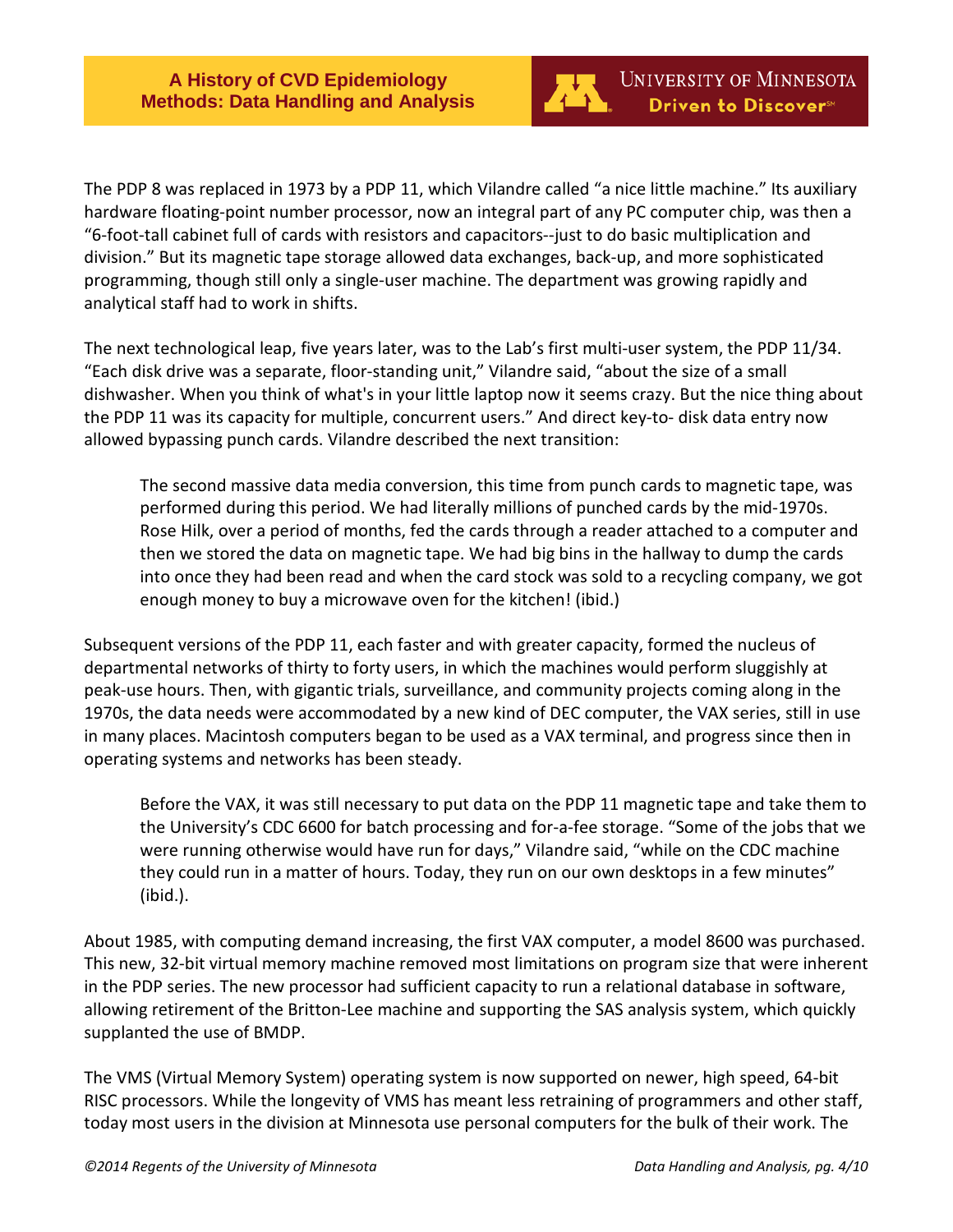The PDP 8 was replaced in 1973 by a PDP 11, which Vilandre called "a nice little machine." Its auxiliary hardware floating-point number processor, now an integral part of any PC computer chip, was then a "6-foot-tall cabinet full of cards with resistors and capacitors--just to do basic multiplication and division." But its magnetic tape storage allowed data exchanges, back-up, and more sophisticated programming, though still only a single-user machine. The department was growing rapidly and analytical staff had to work in shifts.

The next technological leap, five years later, was to the Lab's first multi-user system, the PDP 11/34. "Each disk drive was a separate, floor-standing unit," Vilandre said, "about the size of a small dishwasher. When you think of what's in your little laptop now it seems crazy. But the nice thing about the PDP 11 was its capacity for multiple, concurrent users." And direct key-to- disk data entry now allowed bypassing punch cards. Vilandre described the next transition:

> The second massive data media conversion, this time from punch cards to magnetic tape, was performed during this period. We had literally millions of punched cards by the mid-1970s. Rose Hilk, over a period of months, fed the cards through a reader attached to a computer and then we stored the data on magnetic tape. We had big bins in the hallway to dump the cards into once they had been read and when the card stock was sold to a recycling company, we got enough money to buy a microwave oven for the kitchen! (ibid.)

Subsequent versions of the PDP 11, each faster and with greater capacity, formed the nucleus of departmental networks of thirty to forty users, in which the machines would perform sluggishly at peak-use hours. Then, with gigantic trials, surveillance, and community projects coming along in the 1970s, the data needs were accommodated by a new kind of DEC computer, the VAX series, still in use in many places. Macintosh computers began to be used as a VAX terminal, and progress since then in operating systems and networks has been steady.

> Before the VAX, it was still necessary to put data on the PDP 11 magnetic tape and take them to the University's CDC 6600 for batch processing and for-a-fee storage. "Some of the jobs that we were running otherwise would have run for days," Vilandre said, "while on the CDC machine they could run in a matter of hours. Today, they run on our own desktops in a few minutes" (ibid.).

About 1985, with computing demand increasing, the first VAX computer, a model 8600 was purchased. This new, 32-bit virtual memory machine removed most limitations on program size that were inherent in the PDP series. The new processor had sufficient capacity to run a relational database in software, allowing retirement of the Britton-Lee machine and supporting the SAS analysis system, which quickly supplanted the use of BMDP.

The VMS (Virtual Memory System) operating system is now supported on newer, high speed, 64-bit RISC processors. While the longevity of VMS has meant less retraining of programmers and other staff, today most users in the division at Minnesota use personal computers for the bulk of their work. The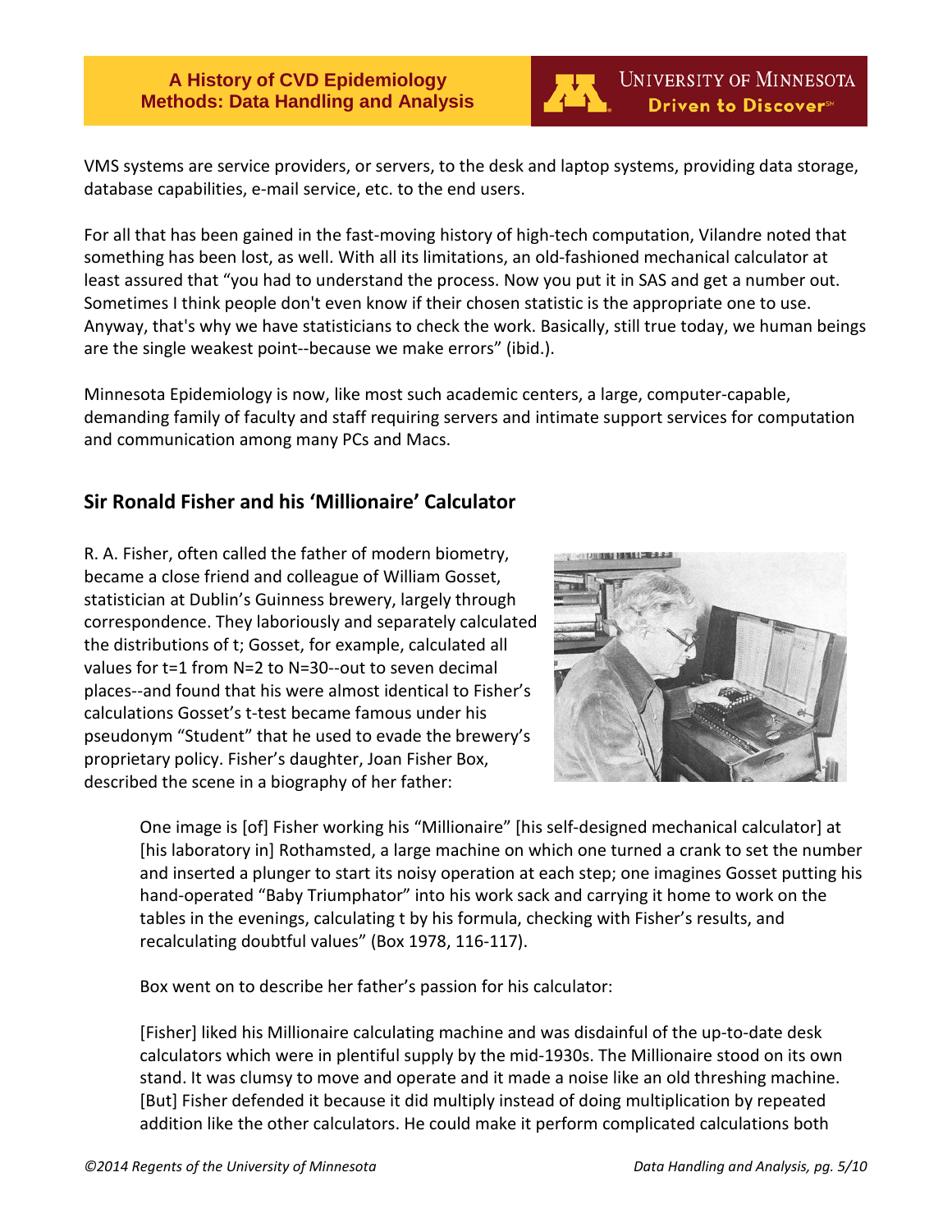VMS systems are service providers, or servers, to the desk and laptop systems, providing data storage, database capabilities, e-mail service, etc. to the end users.

For all that has been gained in the fast-moving history of high-tech computation, Vilandre noted that something has been lost, as well. With all its limitations, an old-fashioned mechanical calculator at least assured that "you had to understand the process. Now you put it in SAS and get a number out. Sometimes I think people don't even know if their chosen statistic is the appropriate one to use. Anyway, that's why we have statisticians to check the work. Basically, still true today, we human beings are the single weakest point--because we make errors" (ibid.).

Minnesota Epidemiology is now, like most such academic centers, a large, computer-capable, demanding family of faculty and staff requiring servers and intimate support services for computation and communication among many PCs and Macs.

## Sir Ronald Fisher and his 'Millionaire' Calculator

R. A. Fisher, often called the father of modern biometry, became a close friend and colleague of William Gosset, statistician at Dublin's Guinness brewery, largely through correspondence. They laboriously and separately calculated the distributions of t; Gosset, for example, calculated all values for t=1 from N=2 to N=30--out to seven decimal places--and found that his were almost identical to Fisher's calculations Gosset's t-test became famous under his pseudonym "Student" that he used to evade the brewery's proprietary policy. Fisher's daughter, Joan Fisher Box, described the scene in a biography of her father:

> One image is [of] Fisher working his "Millionaire" [his self-designed mechanical calculator] at [his laboratory in] Rothamsted, a large machine on which one turned a crank to set the number and inserted a plunger to start its noisy operation at each step; one imagines Gosset putting his hand-operated "Baby Triumphator" into his work sack and carrying it home to work on the tables in the evenings, calculating t by his formula, checking with Fisher's results, and recalculating doubtful values" (Box 1978, 116-117).
>
> Box went on to describe her father's passion for his calculator:
>
> [Fisher] liked his Millionaire calculating machine and was disdainful of the up-to-date desk calculators which were in plentiful supply by the mid-1930s. The Millionaire stood on its own stand. It was clumsy to move and operate and it made a noise like an old threshing machine. [But] Fisher defended it because it did multiply instead of doing multiplication by repeated addition like the other calculators. He could make it perform complicated calculations both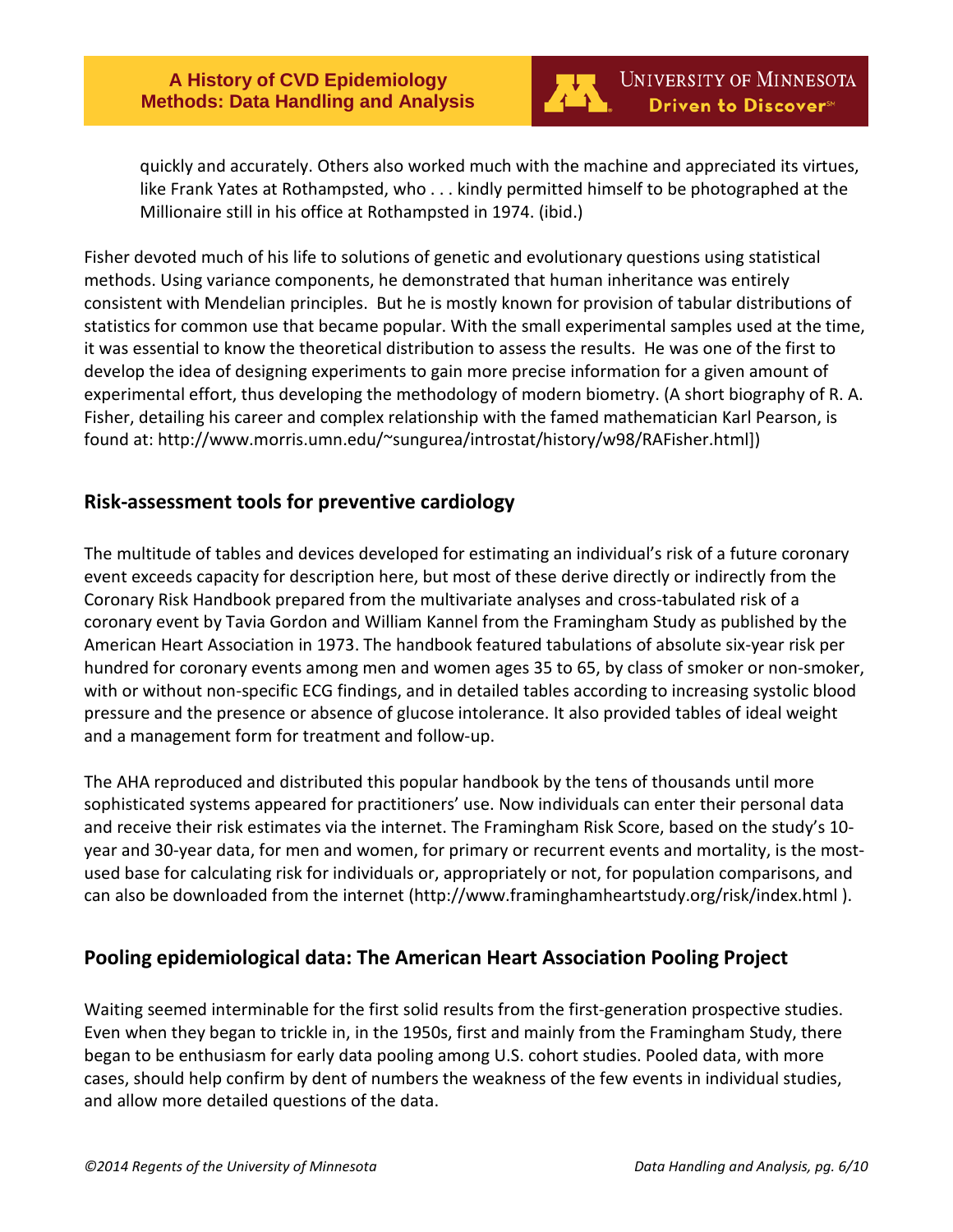> quickly and accurately. Others also worked much with the machine and appreciated its virtues, like Frank Yates at Rothampsted, who . . . kindly permitted himself to be photographed at the Millionaire still in his office at Rothampsted in 1974. (ibid.)

Fisher devoted much of his life to solutions of genetic and evolutionary questions using statistical methods. Using variance components, he demonstrated that human inheritance was entirely consistent with Mendelian principles. But he is mostly known for provision of tabular distributions of statistics for common use that became popular. With the small experimental samples used at the time, it was essential to know the theoretical distribution to assess the results. He was one of the first to develop the idea of designing experiments to gain more precise information for a given amount of experimental effort, thus developing the methodology of modern biometry. (A short biography of R. A. Fisher, detailing his career and complex relationship with the famed mathematician Karl Pearson, is found at: http://www.morris.umn.edu/~sungurea/introstat/history/w98/RAFisher.html])

## Risk-assessment tools for preventive cardiology

The multitude of tables and devices developed for estimating an individual's risk of a future coronary event exceeds capacity for description here, but most of these derive directly or indirectly from the Coronary Risk Handbook prepared from the multivariate analyses and cross-tabulated risk of a coronary event by Tavia Gordon and William Kannel from the Framingham Study as published by the American Heart Association in 1973. The handbook featured tabulations of absolute six-year risk per hundred for coronary events among men and women ages 35 to 65, by class of smoker or non-smoker, with or without non-specific ECG findings, and in detailed tables according to increasing systolic blood pressure and the presence or absence of glucose intolerance. It also provided tables of ideal weight and a management form for treatment and follow-up.

The AHA reproduced and distributed this popular handbook by the tens of thousands until more sophisticated systems appeared for practitioners' use. Now individuals can enter their personal data and receive their risk estimates via the internet. The Framingham Risk Score, based on the study's 10-year and 30-year data, for men and women, for primary or recurrent events and mortality, is the most-used base for calculating risk for individuals or, appropriately or not, for population comparisons, and can also be downloaded from the internet (http://www.framinghamheartstudy.org/risk/index.html ).

## Pooling epidemiological data: The American Heart Association Pooling Project

Waiting seemed interminable for the first solid results from the first-generation prospective studies. Even when they began to trickle in, in the 1950s, first and mainly from the Framingham Study, there began to be enthusiasm for early data pooling among U.S. cohort studies. Pooled data, with more cases, should help confirm by dent of numbers the weakness of the few events in individual studies, and allow more detailed questions of the data.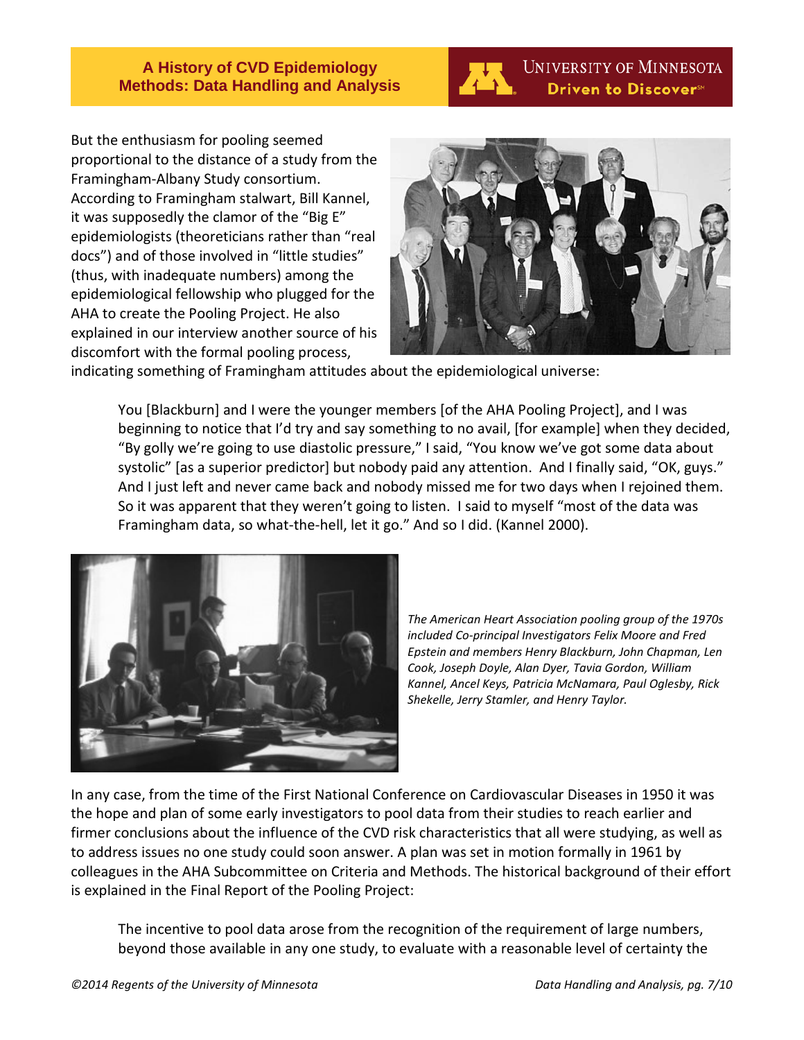But the enthusiasm for pooling seemed proportional to the distance of a study from the Framingham-Albany Study consortium. According to Framingham stalwart, Bill Kannel, it was supposedly the clamor of the "Big E" epidemiologists (theoreticians rather than "real docs") and of those involved in "little studies" (thus, with inadequate numbers) among the epidemiological fellowship who plugged for the AHA to create the Pooling Project. He also explained in our interview another source of his discomfort with the formal pooling process, indicating something of Framingham attitudes about the epidemiological universe:

> You [Blackburn] and I were the younger members [of the AHA Pooling Project], and I was beginning to notice that I'd try and say something to no avail, [for example] when they decided, "By golly we're going to use diastolic pressure," I said, "You know we've got some data about systolic" [as a superior predictor] but nobody paid any attention. And I finally said, "OK, guys." And I just left and never came back and nobody missed me for two days when I rejoined them. So it was apparent that they weren't going to listen. I said to myself "most of the data was Framingham data, so what-the-hell, let it go." And so I did. (Kannel 2000).

*The American Heart Association pooling group of the 1970s included Co-principal Investigators Felix Moore and Fred Epstein and members Henry Blackburn, John Chapman, Len Cook, Joseph Doyle, Alan Dyer, Tavia Gordon, William Kannel, Ancel Keys, Patricia McNamara, Paul Oglesby, Rick Shekelle, Jerry Stamler, and Henry Taylor.*

In any case, from the time of the First National Conference on Cardiovascular Diseases in 1950 it was the hope and plan of some early investigators to pool data from their studies to reach earlier and firmer conclusions about the influence of the CVD risk characteristics that all were studying, as well as to address issues no one study could soon answer. A plan was set in motion formally in 1961 by colleagues in the AHA Subcommittee on Criteria and Methods. The historical background of their effort is explained in the Final Report of the Pooling Project:

> The incentive to pool data arose from the recognition of the requirement of large numbers, beyond those available in any one study, to evaluate with a reasonable level of certainty the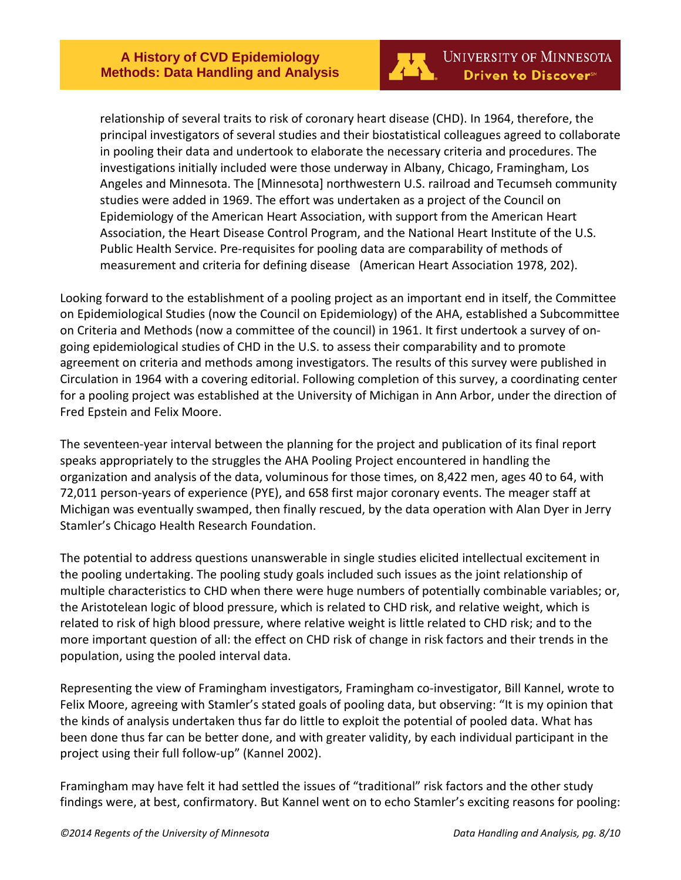> relationship of several traits to risk of coronary heart disease (CHD). In 1964, therefore, the principal investigators of several studies and their biostatistical colleagues agreed to collaborate in pooling their data and undertook to elaborate the necessary criteria and procedures. The investigations initially included were those underway in Albany, Chicago, Framingham, Los Angeles and Minnesota. The [Minnesota] northwestern U.S. railroad and Tecumseh community studies were added in 1969. The effort was undertaken as a project of the Council on Epidemiology of the American Heart Association, with support from the American Heart Association, the Heart Disease Control Program, and the National Heart Institute of the U.S. Public Health Service. Pre-requisites for pooling data are comparability of methods of measurement and criteria for defining disease (American Heart Association 1978, 202).

Looking forward to the establishment of a pooling project as an important end in itself, the Committee on Epidemiological Studies (now the Council on Epidemiology) of the AHA, established a Subcommittee on Criteria and Methods (now a committee of the council) in 1961. It first undertook a survey of on-going epidemiological studies of CHD in the U.S. to assess their comparability and to promote agreement on criteria and methods among investigators. The results of this survey were published in Circulation in 1964 with a covering editorial. Following completion of this survey, a coordinating center for a pooling project was established at the University of Michigan in Ann Arbor, under the direction of Fred Epstein and Felix Moore.

The seventeen-year interval between the planning for the project and publication of its final report speaks appropriately to the struggles the AHA Pooling Project encountered in handling the organization and analysis of the data, voluminous for those times, on 8,422 men, ages 40 to 64, with 72,011 person-years of experience (PYE), and 658 first major coronary events. The meager staff at Michigan was eventually swamped, then finally rescued, by the data operation with Alan Dyer in Jerry Stamler's Chicago Health Research Foundation.

The potential to address questions unanswerable in single studies elicited intellectual excitement in the pooling undertaking. The pooling study goals included such issues as the joint relationship of multiple characteristics to CHD when there were huge numbers of potentially combinable variables; or, the Aristotelean logic of blood pressure, which is related to CHD risk, and relative weight, which is related to risk of high blood pressure, where relative weight is little related to CHD risk; and to the more important question of all: the effect on CHD risk of change in risk factors and their trends in the population, using the pooled interval data.

Representing the view of Framingham investigators, Framingham co-investigator, Bill Kannel, wrote to Felix Moore, agreeing with Stamler's stated goals of pooling data, but observing: "It is my opinion that the kinds of analysis undertaken thus far do little to exploit the potential of pooled data. What has been done thus far can be better done, and with greater validity, by each individual participant in the project using their full follow-up" (Kannel 2002).

Framingham may have felt it had settled the issues of "traditional" risk factors and the other study findings were, at best, confirmatory. But Kannel went on to echo Stamler's exciting reasons for pooling: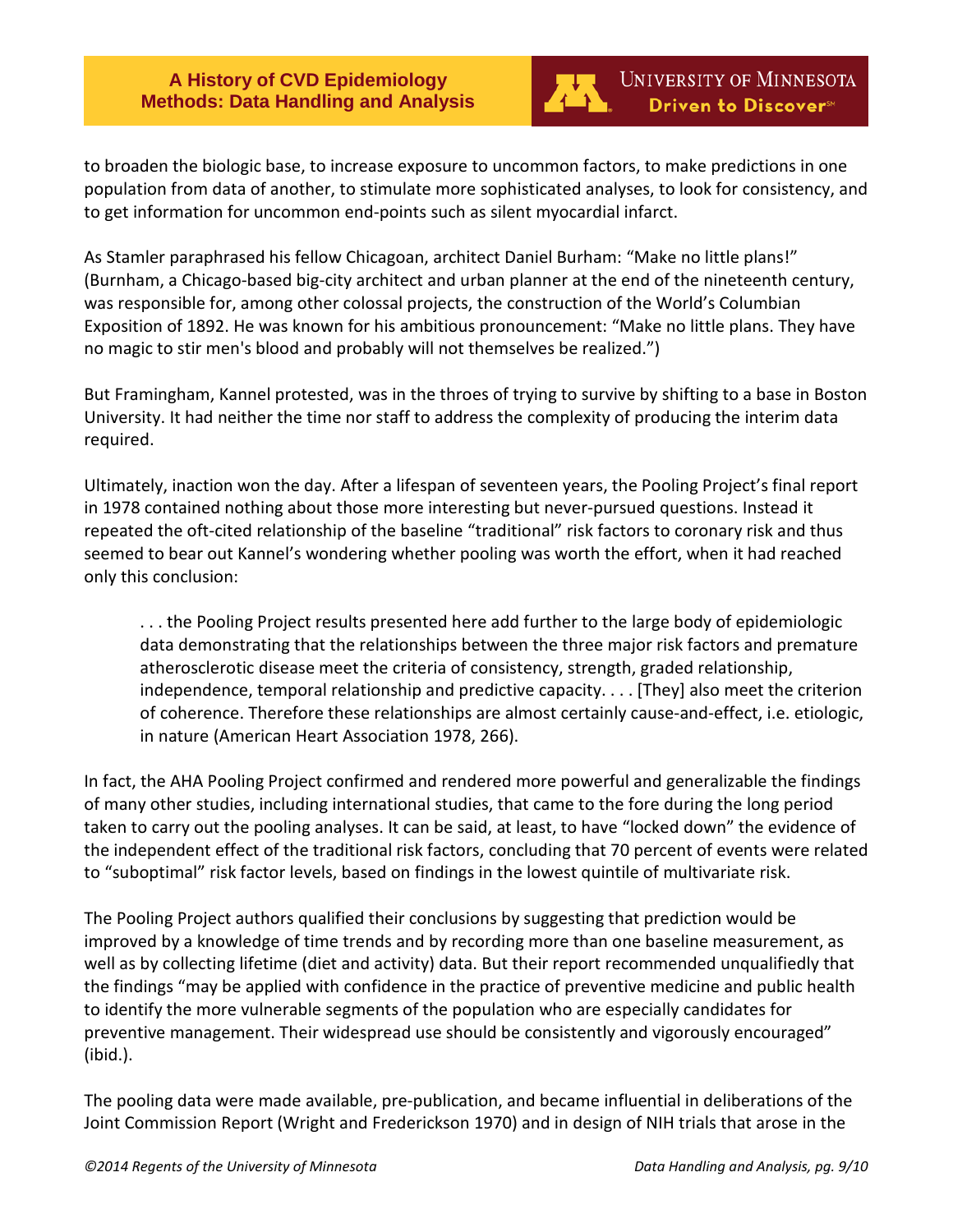to broaden the biologic base, to increase exposure to uncommon factors, to make predictions in one population from data of another, to stimulate more sophisticated analyses, to look for consistency, and to get information for uncommon end-points such as silent myocardial infarct.

As Stamler paraphrased his fellow Chicagoan, architect Daniel Burham: "Make no little plans!" (Burnham, a Chicago-based big-city architect and urban planner at the end of the nineteenth century, was responsible for, among other colossal projects, the construction of the World's Columbian Exposition of 1892. He was known for his ambitious pronouncement: "Make no little plans. They have no magic to stir men's blood and probably will not themselves be realized.")

But Framingham, Kannel protested, was in the throes of trying to survive by shifting to a base in Boston University. It had neither the time nor staff to address the complexity of producing the interim data required.

Ultimately, inaction won the day. After a lifespan of seventeen years, the Pooling Project's final report in 1978 contained nothing about those more interesting but never-pursued questions. Instead it repeated the oft-cited relationship of the baseline "traditional" risk factors to coronary risk and thus seemed to bear out Kannel's wondering whether pooling was worth the effort, when it had reached only this conclusion:

> . . . the Pooling Project results presented here add further to the large body of epidemiologic data demonstrating that the relationships between the three major risk factors and premature atherosclerotic disease meet the criteria of consistency, strength, graded relationship, independence, temporal relationship and predictive capacity. . . . [They] also meet the criterion of coherence. Therefore these relationships are almost certainly cause-and-effect, i.e. etiologic, in nature (American Heart Association 1978, 266).

In fact, the AHA Pooling Project confirmed and rendered more powerful and generalizable the findings of many other studies, including international studies, that came to the fore during the long period taken to carry out the pooling analyses. It can be said, at least, to have "locked down" the evidence of the independent effect of the traditional risk factors, concluding that 70 percent of events were related to "suboptimal" risk factor levels, based on findings in the lowest quintile of multivariate risk.

The Pooling Project authors qualified their conclusions by suggesting that prediction would be improved by a knowledge of time trends and by recording more than one baseline measurement, as well as by collecting lifetime (diet and activity) data. But their report recommended unqualifiedly that the findings "may be applied with confidence in the practice of preventive medicine and public health to identify the more vulnerable segments of the population who are especially candidates for preventive management. Their widespread use should be consistently and vigorously encouraged" (ibid.).

The pooling data were made available, pre-publication, and became influential in deliberations of the Joint Commission Report (Wright and Frederickson 1970) and in design of NIH trials that arose in the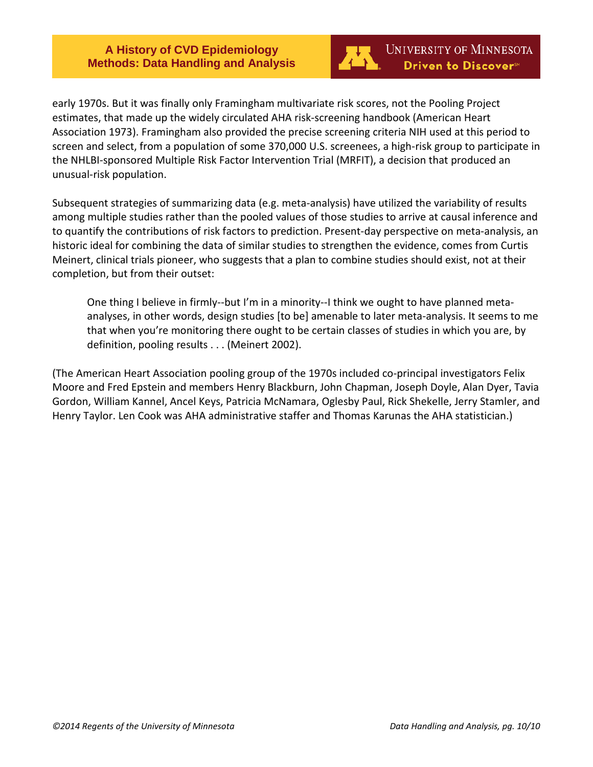early 1970s. But it was finally only Framingham multivariate risk scores, not the Pooling Project estimates, that made up the widely circulated AHA risk-screening handbook (American Heart Association 1973). Framingham also provided the precise screening criteria NIH used at this period to screen and select, from a population of some 370,000 U.S. screenees, a high-risk group to participate in the NHLBI-sponsored Multiple Risk Factor Intervention Trial (MRFIT), a decision that produced an unusual-risk population.

Subsequent strategies of summarizing data (e.g. meta-analysis) have utilized the variability of results among multiple studies rather than the pooled values of those studies to arrive at causal inference and to quantify the contributions of risk factors to prediction. Present-day perspective on meta-analysis, an historic ideal for combining the data of similar studies to strengthen the evidence, comes from Curtis Meinert, clinical trials pioneer, who suggests that a plan to combine studies should exist, not at their completion, but from their outset:

> One thing I believe in firmly--but I'm in a minority--I think we ought to have planned meta-analyses, in other words, design studies [to be] amenable to later meta-analysis. It seems to me that when you're monitoring there ought to be certain classes of studies in which you are, by definition, pooling results . . . (Meinert 2002).

(The American Heart Association pooling group of the 1970s included co-principal investigators Felix Moore and Fred Epstein and members Henry Blackburn, John Chapman, Joseph Doyle, Alan Dyer, Tavia Gordon, William Kannel, Ancel Keys, Patricia McNamara, Oglesby Paul, Rick Shekelle, Jerry Stamler, and Henry Taylor. Len Cook was AHA administrative staffer and Thomas Karunas the AHA statistician.)